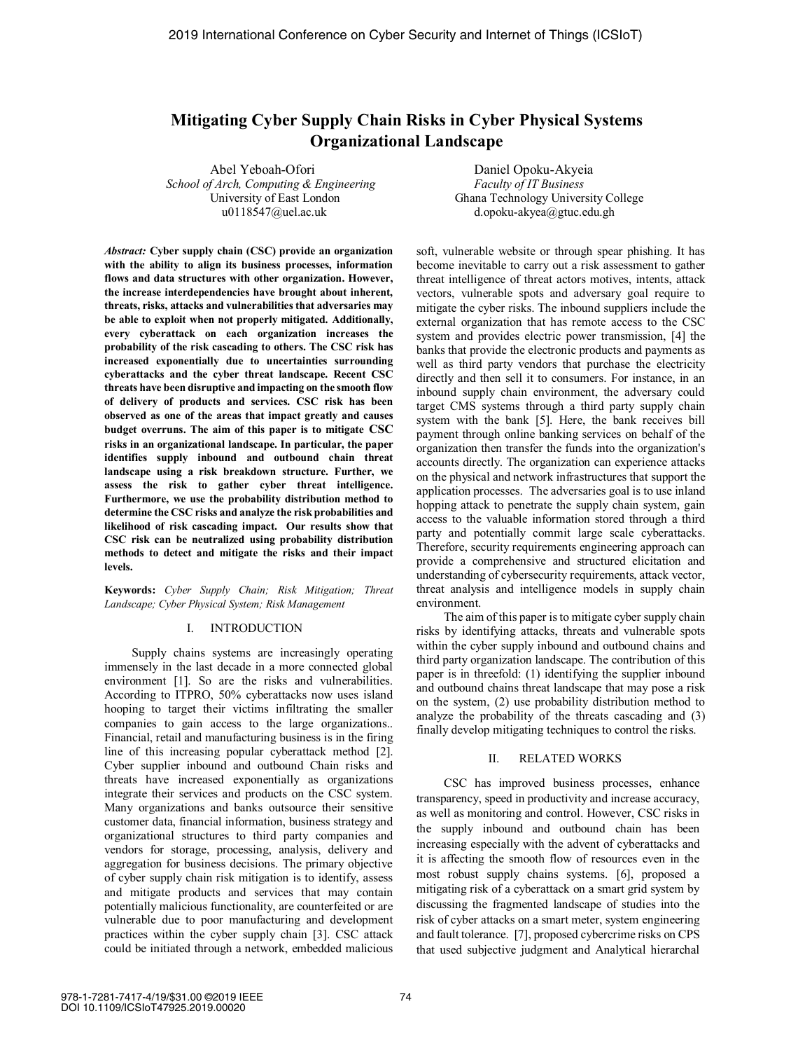# Mitigating Cyber Supply Chain Risks in Cyber Physical Systems Organizational Landscape

Abel Yeboah-Ofori
*School of Arch, Computing & Engineering*
University of East London
u0118547@uel.ac.uk

Daniel Opoku-Akyeia
*Faculty of IT Business*
Ghana Technology University College
d.opoku-akyea@gtuc.edu.gh

***Abstract:*** **Cyber supply chain (CSC) provide an organization with the ability to align its business processes, information flows and data structures with other organization. However, the increase interdependencies have brought about inherent, threats, risks, attacks and vulnerabilities that adversaries may be able to exploit when not properly mitigated. Additionally, every cyberattack on each organization increases the probability of the risk cascading to others. The CSC risk has increased exponentially due to uncertainties surrounding cyberattacks and the cyber threat landscape. Recent CSC threats have been disruptive and impacting on the smooth flow of delivery of products and services. CSC risk has been observed as one of the areas that impact greatly and causes budget overruns. The aim of this paper is to mitigate CSC risks in an organizational landscape. In particular, the paper identifies supply inbound and outbound chain threat landscape using a risk breakdown structure. Further, we assess the risk to gather cyber threat intelligence. Furthermore, we use the probability distribution method to determine the CSC risks and analyze the risk probabilities and likelihood of risk cascading impact. Our results show that CSC risk can be neutralized using probability distribution methods to detect and mitigate the risks and their impact levels.**

**Keywords:** *Cyber Supply Chain; Risk Mitigation; Threat Landscape; Cyber Physical System; Risk Management*

## I. INTRODUCTION

Supply chains systems are increasingly operating immensely in the last decade in a more connected global environment [1]. So are the risks and vulnerabilities. According to ITPRO, 50% cyberattacks now uses island hooping to target their victims infiltrating the smaller companies to gain access to the large organizations.. Financial, retail and manufacturing business is in the firing line of this increasing popular cyberattack method [2]. Cyber supplier inbound and outbound Chain risks and threats have increased exponentially as organizations integrate their services and products on the CSC system. Many organizations and banks outsource their sensitive customer data, financial information, business strategy and organizational structures to third party companies and vendors for storage, processing, analysis, delivery and aggregation for business decisions. The primary objective of cyber supply chain risk mitigation is to identify, assess and mitigate products and services that may contain potentially malicious functionality, are counterfeited or are vulnerable due to poor manufacturing and development practices within the cyber supply chain [3]. CSC attack could be initiated through a network, embedded malicious soft, vulnerable website or through spear phishing. It has become inevitable to carry out a risk assessment to gather threat intelligence of threat actors motives, intents, attack vectors, vulnerable spots and adversary goal require to mitigate the cyber risks. The inbound suppliers include the external organization that has remote access to the CSC system and provides electric power transmission, [4] the banks that provide the electronic products and payments as well as third party vendors that purchase the electricity directly and then sell it to consumers. For instance, in an inbound supply chain environment, the adversary could target CMS systems through a third party supply chain system with the bank [5]. Here, the bank receives bill payment through online banking services on behalf of the organization then transfer the funds into the organization's accounts directly. The organization can experience attacks on the physical and network infrastructures that support the application processes. The adversaries goal is to use inland hopping attack to penetrate the supply chain system, gain access to the valuable information stored through a third party and potentially commit large scale cyberattacks. Therefore, security requirements engineering approach can provide a comprehensive and structured elicitation and understanding of cybersecurity requirements, attack vector, threat analysis and intelligence models in supply chain environment.

The aim of this paper is to mitigate cyber supply chain risks by identifying attacks, threats and vulnerable spots within the cyber supply inbound and outbound chains and third party organization landscape. The contribution of this paper is in threefold: (1) identifying the supplier inbound and outbound chains threat landscape that may pose a risk on the system, (2) use probability distribution method to analyze the probability of the threats cascading and (3) finally develop mitigating techniques to control the risks.

## II. RELATED WORKS

CSC has improved business processes, enhance transparency, speed in productivity and increase accuracy, as well as monitoring and control. However, CSC risks in the supply inbound and outbound chain has been increasing especially with the advent of cyberattacks and it is affecting the smooth flow of resources even in the most robust supply chains systems. [6], proposed a mitigating risk of a cyberattack on a smart grid system by discussing the fragmented landscape of studies into the risk of cyber attacks on a smart meter, system engineering and fault tolerance. [7], proposed cybercrime risks on CPS that used subjective judgment and Analytical hierarchal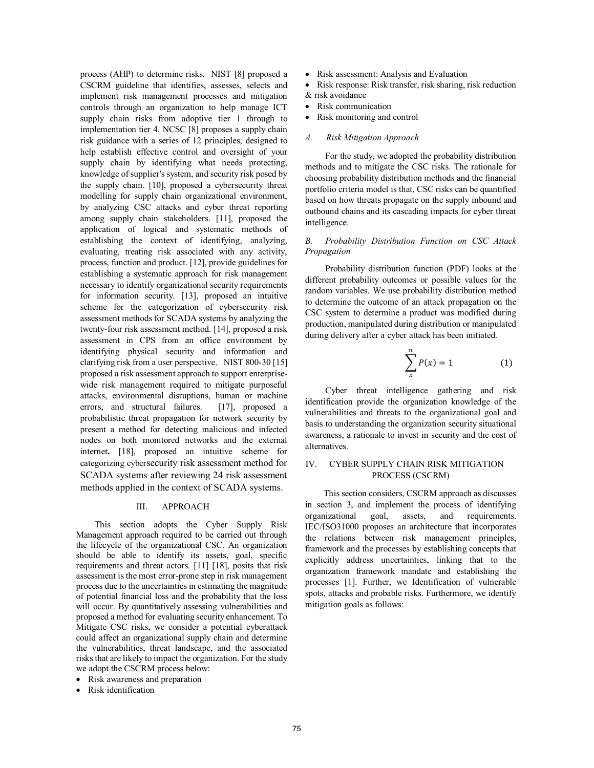process (AHP) to determine risks. NIST [8] proposed a CSCRM guideline that identifies, assesses, selects and implement risk management processes and mitigation controls through an organization to help manage ICT supply chain risks from adoptive tier 1 through to implementation tier 4. NCSC [8] proposes a supply chain risk guidance with a series of 12 principles, designed to help establish effective control and oversight of your supply chain by identifying what needs protecting, knowledge of supplier's system, and security risk posed by the supply chain. [10], proposed a cybersecurity threat modelling for supply chain organizational environment, by analyzing CSC attacks and cyber threat reporting among supply chain stakeholders. [11], proposed the application of logical and systematic methods of establishing the context of identifying, analyzing, evaluating, treating risk associated with any activity, process, function and product. [12], provide guidelines for establishing a systematic approach for risk management necessary to identify organizational security requirements for information security. [13], proposed an intuitive scheme for the categorization of cybersecurity risk assessment methods for SCADA systems by analyzing the twenty-four risk assessment method. [14], proposed a risk assessment in CPS from an office environment by identifying physical security and information and clarifying risk from a user perspective. NIST 800-30 [15] proposed a risk assessment approach to support enterprise-wide risk management required to mitigate purposeful attacks, environmental disruptions, human or machine errors, and structural failures. [17], proposed a probabilistic threat propagation for network security by present a method for detecting malicious and infected nodes on both monitored networks and the external internet**.** [18], proposed an intuitive scheme for categorizing cybersecurity risk assessment method for SCADA systems after reviewing 24 risk assessment methods applied in the context of SCADA systems.

## III. APPROACH

This section adopts the Cyber Supply Risk Management approach required to be carried out through the lifecycle of the organizational CSC. An organization should be able to identify its assets, goal, specific requirements and threat actors. [11] [18], posits that risk assessment is the most error-prone step in risk management process due to the uncertainties in estimating the magnitude of potential financial loss and the probability that the loss will occur. By quantitatively assessing vulnerabilities and proposed a method for evaluating security enhancement. To Mitigate CSC risks, we consider a potential cyberattack could affect an organizational supply chain and determine the vulnerabilities, threat landscape, and the associated risks that are likely to impact the organization. For the study we adopt the CSCRM process below:

- Risk awareness and preparation
- Risk identification
- Risk assessment: Analysis and Evaluation
- Risk response: Risk transfer, risk sharing, risk reduction & risk avoidance
- Risk communication
- Risk monitoring and control

### *A. Risk Mitigation Approach*

For the study, we adopted the probability distribution methods and to mitigate the CSC risks. The rationale for choosing probability distribution methods and the financial portfolio criteria model is that, CSC risks can be quantified based on how threats propagate on the supply inbound and outbound chains and its cascading impacts for cyber threat intelligence.

### *B. Probability Distribution Function on CSC Attack Propagation*

Probability distribution function (PDF) looks at the different probability outcomes or possible values for the random variables. We use probability distribution method to determine the outcome of an attack propagation on the CSC system to determine a product was modified during production, manipulated during distribution or manipulated during delivery after a cyber attack has been initiated.

$$\sum_{x}^{n} P(x) = 1 \tag{1}$$

Cyber threat intelligence gathering and risk identification provide the organization knowledge of the vulnerabilities and threats to the organizational goal and basis to understanding the organization security situational awareness, a rationale to invest in security and the cost of alternatives.

## IV. CYBER SUPPLY CHAIN RISK MITIGATION PROCESS (CSCRM)

This section considers, CSCRM approach as discusses in section 3, and implement the process of identifying organizational goal, assets, and requirements. IEC/ISO31000 proposes an architecture that incorporates the relations between risk management principles, framework and the processes by establishing concepts that explicitly address uncertainties, linking that to the organization framework mandate and establishing the processes [1]. Further, we Identification of vulnerable spots, attacks and probable risks. Furthermore, we identify mitigation goals as follows: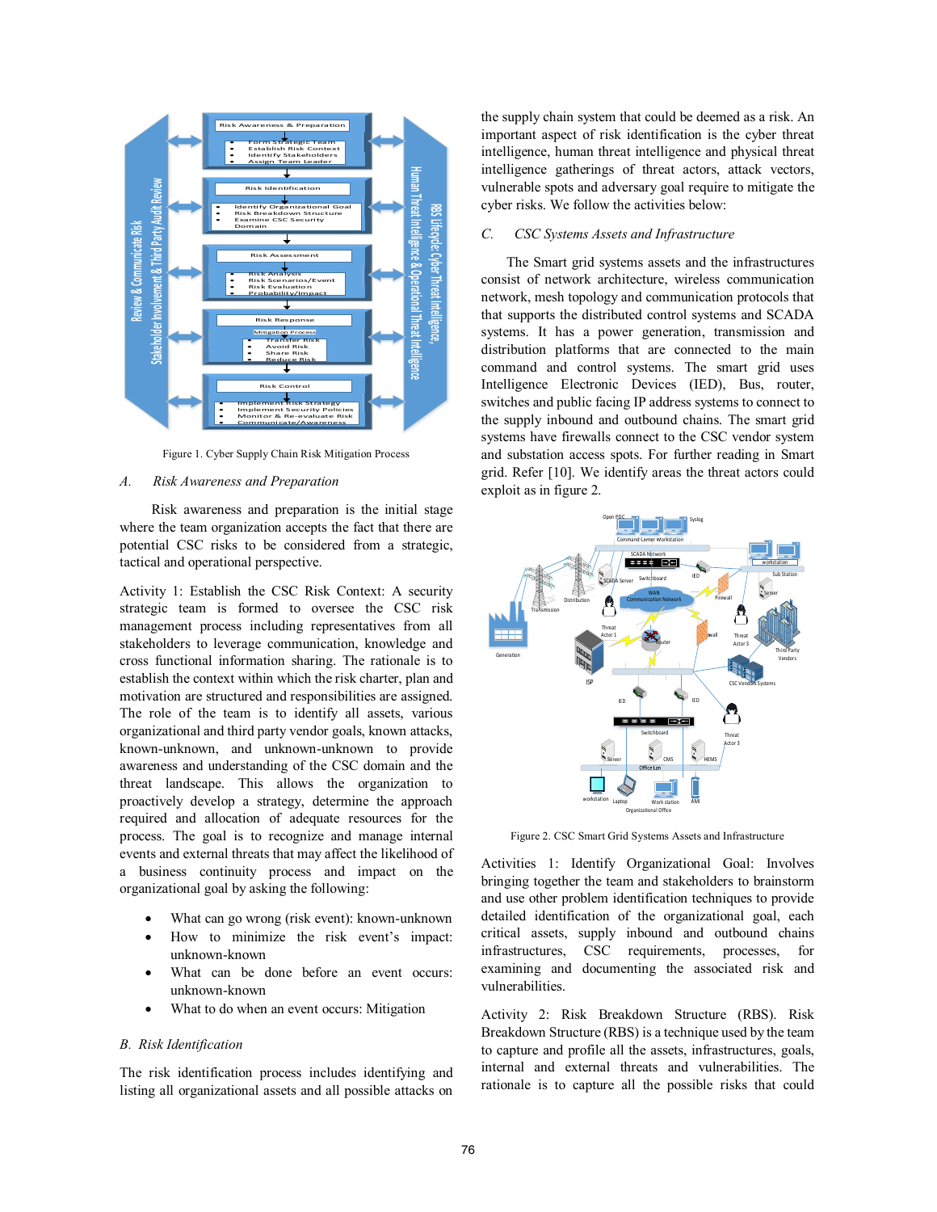Figure 1. Cyber Supply Chain Risk Mitigation Process

### A. Risk Awareness and Preparation

Risk awareness and preparation is the initial stage where the team organization accepts the fact that there are potential CSC risks to be considered from a strategic, tactical and operational perspective.

Activity 1: Establish the CSC Risk Context: A security strategic team is formed to oversee the CSC risk management process including representatives from all stakeholders to leverage communication, knowledge and cross functional information sharing. The rationale is to establish the context within which the risk charter, plan and motivation are structured and responsibilities are assigned. The role of the team is to identify all assets, various organizational and third party vendor goals, known attacks, known-unknown, and unknown-unknown to provide awareness and understanding of the CSC domain and the threat landscape. This allows the organization to proactively develop a strategy, determine the approach required and allocation of adequate resources for the process. The goal is to recognize and manage internal events and external threats that may affect the likelihood of a business continuity process and impact on the organizational goal by asking the following:

- What can go wrong (risk event): known-unknown
- How to minimize the risk event's impact: unknown-known
- What can be done before an event occurs: unknown-known
- What to do when an event occurs: Mitigation

### B. Risk Identification

The risk identification process includes identifying and listing all organizational assets and all possible attacks on the supply chain system that could be deemed as a risk. An important aspect of risk identification is the cyber threat intelligence, human threat intelligence and physical threat intelligence gatherings of threat actors, attack vectors, vulnerable spots and adversary goal require to mitigate the cyber risks. We follow the activities below:

### C. CSC Systems Assets and Infrastructure

The Smart grid systems assets and the infrastructures consist of network architecture, wireless communication network, mesh topology and communication protocols that that supports the distributed control systems and SCADA systems. It has a power generation, transmission and distribution platforms that are connected to the main command and control systems. The smart grid uses Intelligence Electronic Devices (IED), Bus, router, switches and public facing IP address systems to connect to the supply inbound and outbound chains. The smart grid systems have firewalls connect to the CSC vendor system and substation access spots. For further reading in Smart grid. Refer [10]. We identify areas the threat actors could exploit as in figure 2.

Figure 2. CSC Smart Grid Systems Assets and Infrastructure

Activities 1: Identify Organizational Goal: Involves bringing together the team and stakeholders to brainstorm and use other problem identification techniques to provide detailed identification of the organizational goal, each critical assets, supply inbound and outbound chains infrastructures, CSC requirements, processes, for examining and documenting the associated risk and vulnerabilities.

Activity 2: Risk Breakdown Structure (RBS). Risk Breakdown Structure (RBS) is a technique used by the team to capture and profile all the assets, infrastructures, goals, internal and external threats and vulnerabilities. The rationale is to capture all the possible risks that could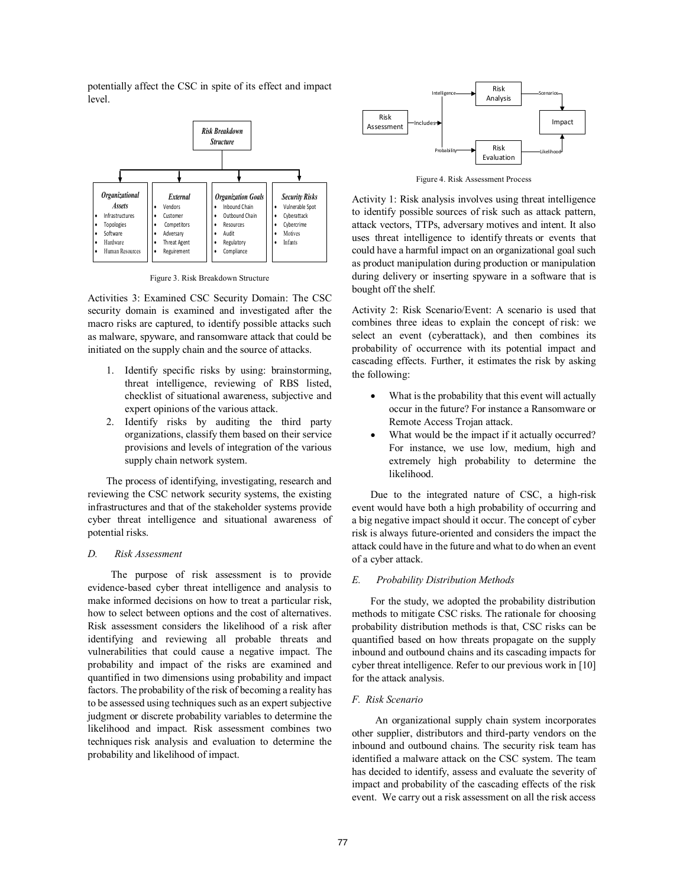potentially affect the CSC in spite of its effect and impact level.

| *Organizational Assets* | *External* | *Organization Goals* | *Security Risks* |
|---|---|---|---|
| Infrastructures | Vendors | Inbound Chain | Vulnerable Spot |
| Topologies | Customer | Outbound Chain | Cyberattack |
| Software | Competitors | Resources | Cybercrime |
| Hardware | Adversary | Audit | Motives |
| Human Resources | Threat Agent | Regulatory | Infants |
| | Requirement | Compliance | |

Figure 3. Risk Breakdown Structure

Activities 3: Examined CSC Security Domain: The CSC security domain is examined and investigated after the macro risks are captured, to identify possible attacks such as malware, spyware, and ransomware attack that could be initiated on the supply chain and the source of attacks.

1. Identify specific risks by using: brainstorming, threat intelligence, reviewing of RBS listed, checklist of situational awareness, subjective and expert opinions of the various attack.
2. Identify risks by auditing the third party organizations, classify them based on their service provisions and levels of integration of the various supply chain network system.

The process of identifying, investigating, research and reviewing the CSC network security systems, the existing infrastructures and that of the stakeholder systems provide cyber threat intelligence and situational awareness of potential risks.

### *D. Risk Assessment*

The purpose of risk assessment is to provide evidence-based cyber threat intelligence and analysis to make informed decisions on how to treat a particular risk, how to select between options and the cost of alternatives. Risk assessment considers the likelihood of a risk after identifying and reviewing all probable threats and vulnerabilities that could cause a negative impact. The probability and impact of the risks are examined and quantified in two dimensions using probability and impact factors. The probability of the risk of becoming a reality has to be assessed using techniques such as an expert subjective judgment or discrete probability variables to determine the likelihood and impact. Risk assessment combines two techniques risk analysis and evaluation to determine the probability and likelihood of impact.

Figure 4. Risk Assessment Process

Activity 1: Risk analysis involves using threat intelligence to identify possible sources of risk such as attack pattern, attack vectors, TTPs, adversary motives and intent. It also uses threat intelligence to identify threats or events that could have a harmful impact on an organizational goal such as product manipulation during production or manipulation during delivery or inserting spyware in a software that is bought off the shelf.

Activity 2: Risk Scenario/Event: A scenario is used that combines three ideas to explain the concept of risk: we select an event (cyberattack), and then combines its probability of occurrence with its potential impact and cascading effects. Further, it estimates the risk by asking the following:

- What is the probability that this event will actually occur in the future? For instance a Ransomware or Remote Access Trojan attack.
- What would be the impact if it actually occurred? For instance, we use low, medium, high and extremely high probability to determine the likelihood.

Due to the integrated nature of CSC, a high-risk event would have both a high probability of occurring and a big negative impact should it occur. The concept of cyber risk is always future-oriented and considers the impact the attack could have in the future and what to do when an event of a cyber attack.

### *E. Probability Distribution Methods*

For the study, we adopted the probability distribution methods to mitigate CSC risks. The rationale for choosing probability distribution methods is that, CSC risks can be quantified based on how threats propagate on the supply inbound and outbound chains and its cascading impacts for cyber threat intelligence. Refer to our previous work in [10] for the attack analysis.

### *F. Risk Scenario*

An organizational supply chain system incorporates other supplier, distributors and third-party vendors on the inbound and outbound chains. The security risk team has identified a malware attack on the CSC system. The team has decided to identify, assess and evaluate the severity of impact and probability of the cascading effects of the risk event. We carry out a risk assessment on all the risk access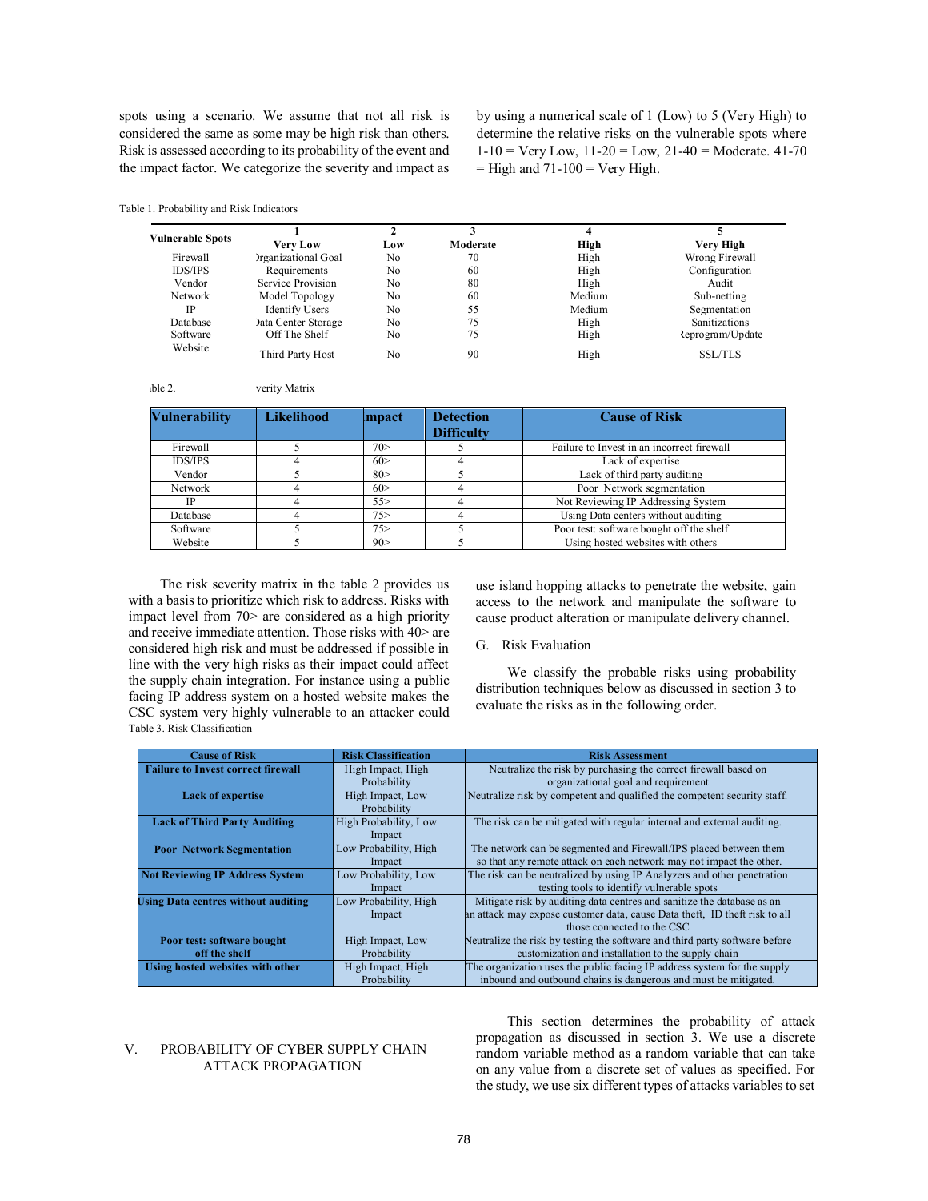spots using a scenario. We assume that not all risk is considered the same as some may be high risk than others. Risk is assessed according to its probability of the event and the impact factor. We categorize the severity and impact as by using a numerical scale of 1 (Low) to 5 (Very High) to determine the relative risks on the vulnerable spots where 1-10 = Very Low, 11-20 = Low, 21-40 = Moderate. 41-70 = High and 71-100 = Very High.

Table 1. Probability and Risk Indicators

| Vulnerable Spots | 1 Very Low | 2 Low | 3 Moderate | 4 High | 5 Very High |
|---|---|---|---|---|---|
| Firewall | Organizational Goal | No | 70 | High | Wrong Firewall |
| IDS/IPS | Requirements | No | 60 | High | Configuration |
| Vendor | Service Provision | No | 80 | High | Audit |
| Network | Model Topology | No | 60 | Medium | Sub-netting |
| IP | Identify Users | No | 55 | Medium | Segmentation |
| Database | Data Center Storage | No | 75 | High | Sanitizations |
| Software | Off The Shelf | No | 75 | High | Reprogram/Update |
| Website | Third Party Host | No | 90 | High | SSL/TLS |

Table 2. Severity Matrix

| Vulnerability | Likelihood | Impact | Detection Difficulty | Cause of Risk |
|---|---|---|---|---|
| Firewall | 5 | 70> | 5 | Failure to Invest in an incorrect firewall |
| IDS/IPS | 4 | 60> | 4 | Lack of expertise |
| Vendor | 5 | 80> | 5 | Lack of third party auditing |
| Network | 4 | 60> | 4 | Poor Network segmentation |
| IP | 4 | 55> | 4 | Not Reviewing IP Addressing System |
| Database | 4 | 75> | 4 | Using Data centers without auditing |
| Software | 5 | 75> | 5 | Poor test: software bought off the shelf |
| Website | 5 | 90> | 5 | Using hosted websites with others |

The risk severity matrix in the table 2 provides us with a basis to prioritize which risk to address. Risks with impact level from 70> are considered as a high priority and receive immediate attention. Those risks with 40> are considered high risk and must be addressed if possible in line with the very high risks as their impact could affect the supply chain integration. For instance using a public facing IP address system on a hosted website makes the CSC system very highly vulnerable to an attacker could use island hopping attacks to penetrate the website, gain access to the network and manipulate the software to cause product alteration or manipulate delivery channel.

G. Risk Evaluation

We classify the probable risks using probability distribution techniques below as discussed in section 3 to evaluate the risks as in the following order.

Table 3. Risk Classification

| Cause of Risk | Risk Classification | Risk Assessment |
|---|---|---|
| **Failure to Invest correct firewall** | High Impact, High Probability | Neutralize the risk by purchasing the correct firewall based on organizational goal and requirement |
| **Lack of expertise** | High Impact, Low Probability | Neutralize risk by competent and qualified the competent security staff. |
| **Lack of Third Party Auditing** | High Probability, Low Impact | The risk can be mitigated with regular internal and external auditing. |
| **Poor Network Segmentation** | Low Probability, High Impact | The network can be segmented and Firewall/IPS placed between them so that any remote attack on each network may not impact the other. |
| **Not Reviewing IP Address System** | Low Probability, Low Impact | The risk can be neutralized by using IP Analyzers and other penetration testing tools to identify vulnerable spots |
| **Using Data centres without auditing** | Low Probability, High Impact | Mitigate risk by auditing data centres and sanitize the database as an an attack may expose customer data, cause Data theft, ID theft risk to all those connected to the CSC |
| **Poor test: software bought off the shelf** | High Impact, Low Probability | Neutralize the risk by testing the software and third party software before customization and installation to the supply chain |
| **Using hosted websites with other** | High Impact, High Probability | The organization uses the public facing IP address system for the supply inbound and outbound chains is dangerous and must be mitigated. |

## V. PROBABILITY OF CYBER SUPPLY CHAIN ATTACK PROPAGATION

This section determines the probability of attack propagation as discussed in section 3. We use a discrete random variable method as a random variable that can take on any value from a discrete set of values as specified. For the study, we use six different types of attacks variables to set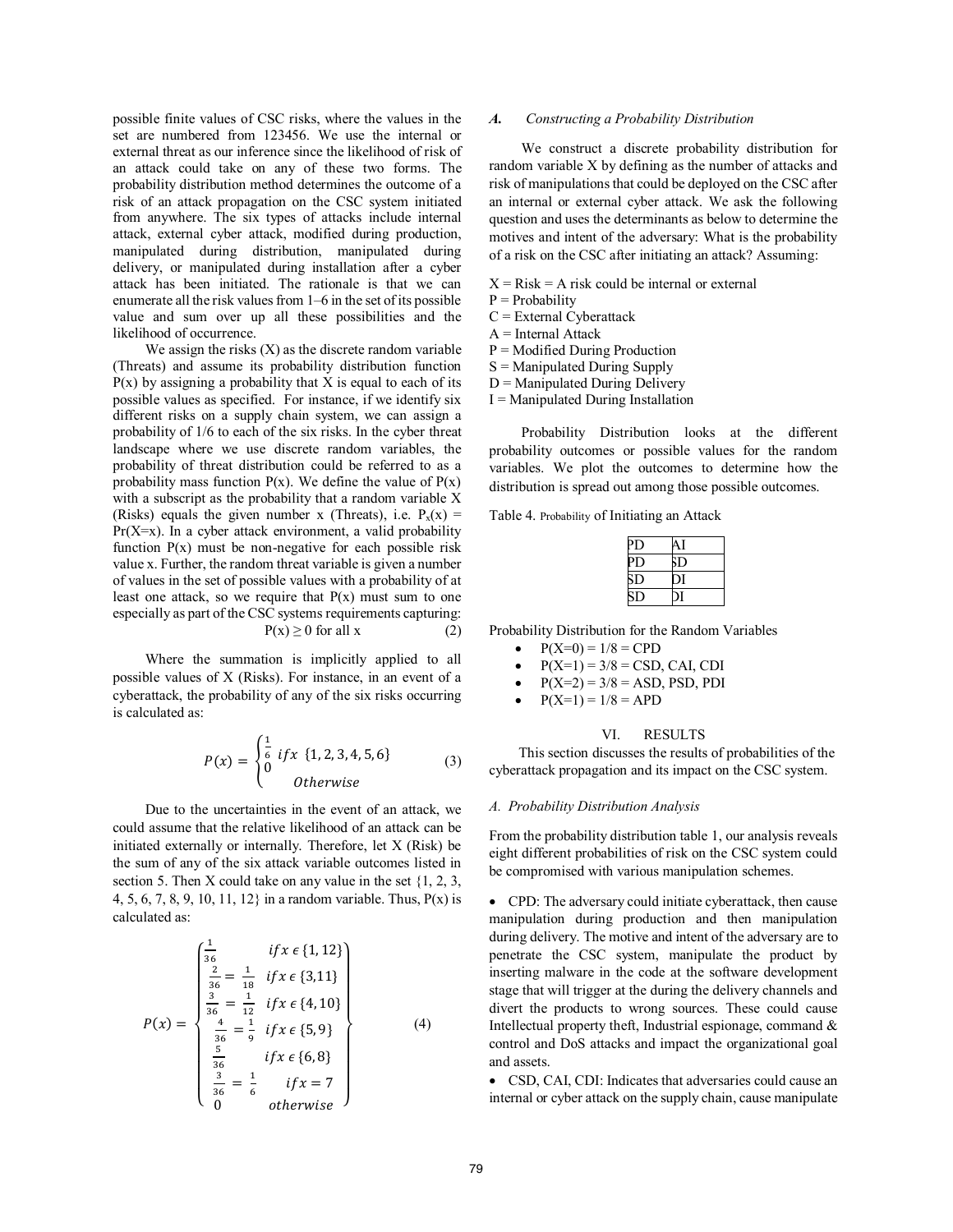possible finite values of CSC risks, where the values in the set are numbered from 123456. We use the internal or external threat as our inference since the likelihood of risk of an attack could take on any of these two forms. The probability distribution method determines the outcome of a risk of an attack propagation on the CSC system initiated from anywhere. The six types of attacks include internal attack, external cyber attack, modified during production, manipulated during distribution, manipulated during delivery, or manipulated during installation after a cyber attack has been initiated. The rationale is that we can enumerate all the risk values from 1–6 in the set of its possible value and sum over up all these possibilities and the likelihood of occurrence.

We assign the risks (X) as the discrete random variable (Threats) and assume its probability distribution function P(x) by assigning a probability that X is equal to each of its possible values as specified. For instance, if we identify six different risks on a supply chain system, we can assign a probability of 1/6 to each of the six risks. In the cyber threat landscape where we use discrete random variables, the probability of threat distribution could be referred to as a probability mass function P(x). We define the value of P(x) with a subscript as the probability that a random variable X (Risks) equals the given number x (Threats), i.e. $P_x(x) = Pr(X=x)$. In a cyber attack environment, a valid probability function P(x) must be non-negative for each possible risk value x. Further, the random threat variable is given a number of values in the set of possible values with a probability of at least one attack, so we require that P(x) must sum to one especially as part of the CSC systems requirements capturing:

$$P(x) \geq 0 \text{ for all } x \tag{2}$$

Where the summation is implicitly applied to all possible values of X (Risks). For instance, in an event of a cyberattack, the probability of any of the six risks occurring is calculated as:

$$P(x) = \begin{cases} \frac{1}{6} \; if x \; \{1, 2, 3, 4, 5, 6\} \\ 0 \\ \quad Otherwise \end{cases} \tag{3}$$

Due to the uncertainties in the event of an attack, we could assume that the relative likelihood of an attack can be initiated externally or internally. Therefore, let X (Risk) be the sum of any of the six attack variable outcomes listed in section 5. Then X could take on any value in the set {1, 2, 3, 4, 5, 6, 7, 8, 9, 10, 11, 12} in a random variable. Thus, P(x) is calculated as:

$$P(x) = \begin{Bmatrix} \frac{1}{36} & if x \in \{1, 12\} \\ \frac{2}{36} = \frac{1}{18} & if x \in \{3,11\} \\ \frac{3}{36} = \frac{1}{12} & if x \in \{4, 10\} \\ \frac{4}{36} = \frac{1}{9} & if x \in \{5, 9\} \\ \frac{5}{36} & if x \in \{6, 8\} \\ \frac{3}{36} = \frac{1}{6} & if x = 7 \\ 0 & otherwise \end{Bmatrix} \tag{4}$$

## A. *Constructing a Probability Distribution*

We construct a discrete probability distribution for random variable X by defining as the number of attacks and risk of manipulations that could be deployed on the CSC after an internal or external cyber attack. We ask the following question and uses the determinants as below to determine the motives and intent of the adversary: What is the probability of a risk on the CSC after initiating an attack? Assuming:

X = Risk = A risk could be internal or external
P = Probability
C = External Cyberattack
A = Internal Attack
P = Modified During Production
S = Manipulated During Supply
D = Manipulated During Delivery
I = Manipulated During Installation

Probability Distribution looks at the different probability outcomes or possible values for the random variables. We plot the outcomes to determine how the distribution is spread out among those possible outcomes.

Table 4. Probability of Initiating an Attack

| | |
|---|---|
| PD | AI |
| PD | SD |
| SD | DI |
| SD | DI |

Probability Distribution for the Random Variables

- P(X=0) = 1/8 = CPD
- P(X=1) = 3/8 = CSD, CAI, CDI
- P(X=2) = 3/8 = ASD, PSD, PDI
- P(X=1) = 1/8 = APD

# VI. RESULTS

This section discusses the results of probabilities of the cyberattack propagation and its impact on the CSC system.

## A. *Probability Distribution Analysis*

From the probability distribution table 1, our analysis reveals eight different probabilities of risk on the CSC system could be compromised with various manipulation schemes.

- CPD: The adversary could initiate cyberattack, then cause manipulation during production and then manipulation during delivery. The motive and intent of the adversary are to penetrate the CSC system, manipulate the product by inserting malware in the code at the software development stage that will trigger at the during the delivery channels and divert the products to wrong sources. These could cause Intellectual property theft, Industrial espionage, command & control and DoS attacks and impact the organizational goal and assets.
- CSD, CAI, CDI: Indicates that adversaries could cause an internal or cyber attack on the supply chain, cause manipulate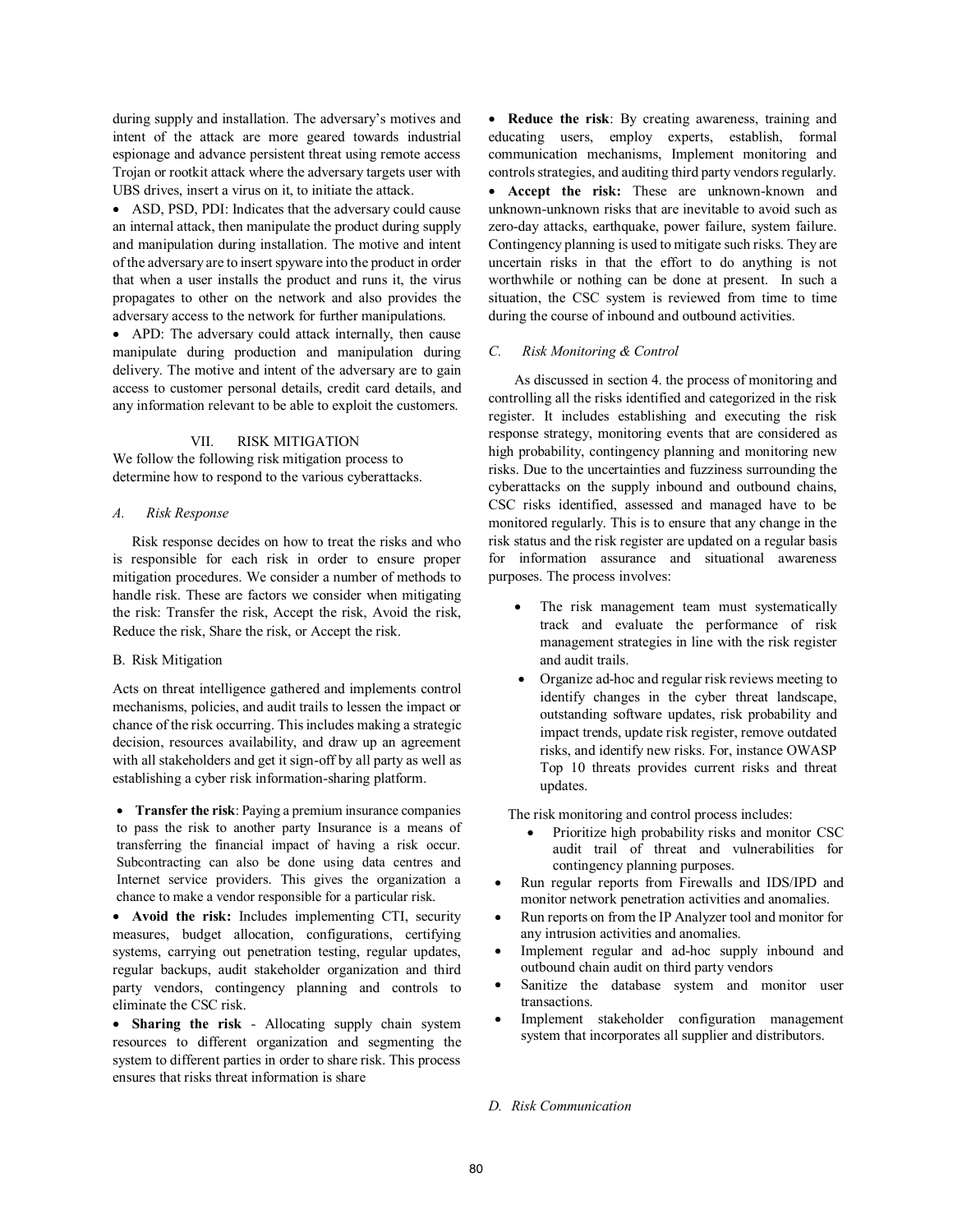during supply and installation. The adversary's motives and intent of the attack are more geared towards industrial espionage and advance persistent threat using remote access Trojan or rootkit attack where the adversary targets user with UBS drives, insert a virus on it, to initiate the attack.

- ASD, PSD, PDI: Indicates that the adversary could cause an internal attack, then manipulate the product during supply and manipulation during installation. The motive and intent of the adversary are to insert spyware into the product in order that when a user installs the product and runs it, the virus propagates to other on the network and also provides the adversary access to the network for further manipulations.
- APD: The adversary could attack internally, then cause manipulate during production and manipulation during delivery. The motive and intent of the adversary are to gain access to customer personal details, credit card details, and any information relevant to be able to exploit the customers.

## VII. RISK MITIGATION

We follow the following risk mitigation process to determine how to respond to the various cyberattacks.

### *A. Risk Response*

Risk response decides on how to treat the risks and who is responsible for each risk in order to ensure proper mitigation procedures. We consider a number of methods to handle risk. These are factors we consider when mitigating the risk: Transfer the risk, Accept the risk, Avoid the risk, Reduce the risk, Share the risk, or Accept the risk.

### B. Risk Mitigation

Acts on threat intelligence gathered and implements control mechanisms, policies, and audit trails to lessen the impact or chance of the risk occurring. This includes making a strategic decision, resources availability, and draw up an agreement with all stakeholders and get it sign-off by all party as well as establishing a cyber risk information-sharing platform.

- **Transfer the risk**: Paying a premium insurance companies to pass the risk to another party Insurance is a means of transferring the financial impact of having a risk occur. Subcontracting can also be done using data centres and Internet service providers. This gives the organization a chance to make a vendor responsible for a particular risk.
- **Avoid the risk:** Includes implementing CTI, security measures, budget allocation, configurations, certifying systems, carrying out penetration testing, regular updates, regular backups, audit stakeholder organization and third party vendors, contingency planning and controls to eliminate the CSC risk.
- **Sharing the risk** - Allocating supply chain system resources to different organization and segmenting the system to different parties in order to share risk. This process ensures that risks threat information is share
- **Reduce the risk**: By creating awareness, training and educating users, employ experts, establish, formal communication mechanisms, Implement monitoring and controls strategies, and auditing third party vendors regularly.
- **Accept the risk:** These are unknown-known and unknown-unknown risks that are inevitable to avoid such as zero-day attacks, earthquake, power failure, system failure. Contingency planning is used to mitigate such risks. They are uncertain risks in that the effort to do anything is not worthwhile or nothing can be done at present. In such a situation, the CSC system is reviewed from time to time during the course of inbound and outbound activities.

### *C. Risk Monitoring & Control*

As discussed in section 4. the process of monitoring and controlling all the risks identified and categorized in the risk register. It includes establishing and executing the risk response strategy, monitoring events that are considered as high probability, contingency planning and monitoring new risks. Due to the uncertainties and fuzziness surrounding the cyberattacks on the supply inbound and outbound chains, CSC risks identified, assessed and managed have to be monitored regularly. This is to ensure that any change in the risk status and the risk register are updated on a regular basis for information assurance and situational awareness purposes. The process involves:

- The risk management team must systematically track and evaluate the performance of risk management strategies in line with the risk register and audit trails.
- Organize ad-hoc and regular risk reviews meeting to identify changes in the cyber threat landscape, outstanding software updates, risk probability and impact trends, update risk register, remove outdated risks, and identify new risks. For, instance OWASP Top 10 threats provides current risks and threat updates.

The risk monitoring and control process includes:

- Prioritize high probability risks and monitor CSC audit trail of threat and vulnerabilities for contingency planning purposes.
- Run regular reports from Firewalls and IDS/IPD and monitor network penetration activities and anomalies.
- Run reports on from the IP Analyzer tool and monitor for any intrusion activities and anomalies.
- Implement regular and ad-hoc supply inbound and outbound chain audit on third party vendors
- Sanitize the database system and monitor user transactions.
- Implement stakeholder configuration management system that incorporates all supplier and distributors.

### *D. Risk Communication*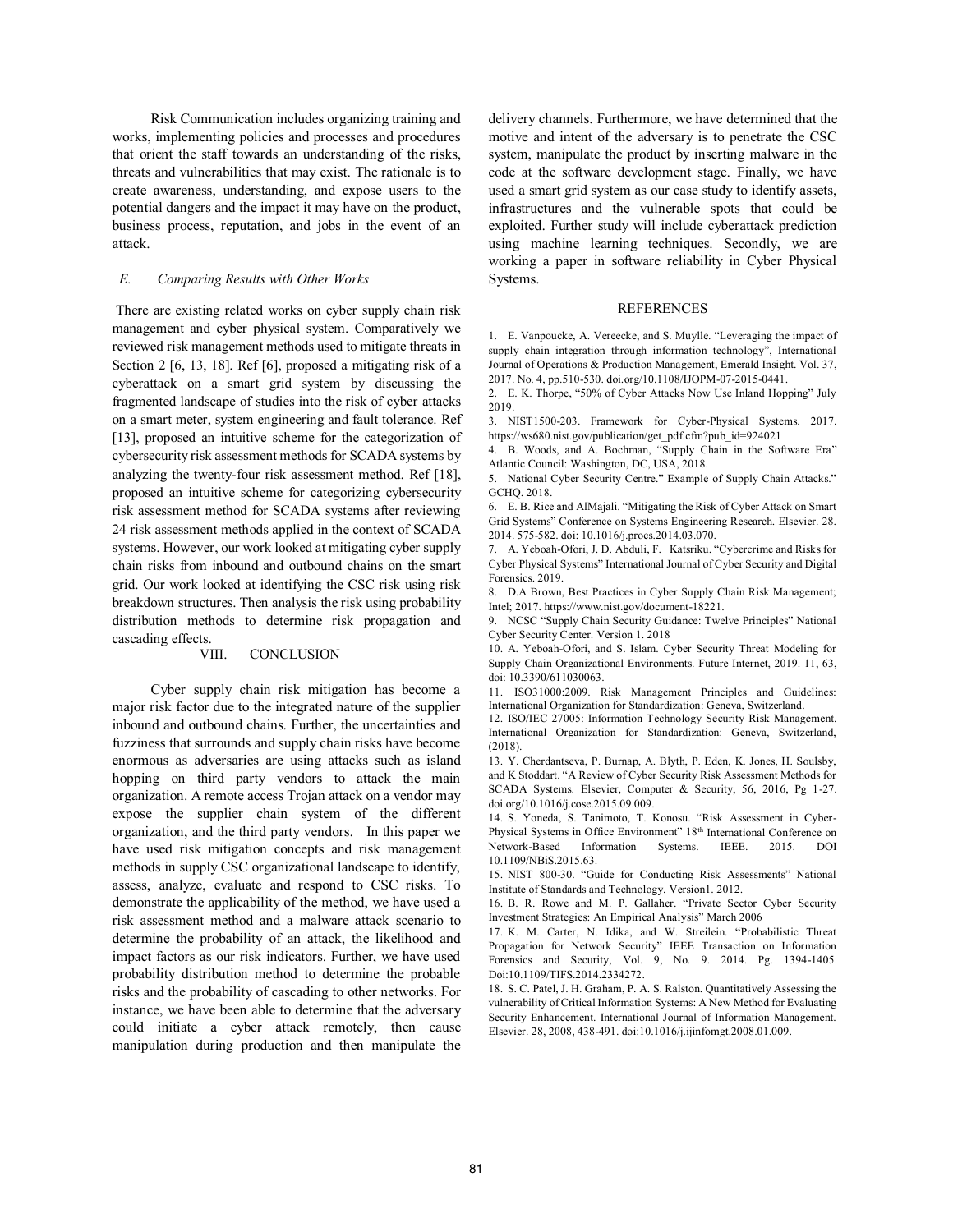Risk Communication includes organizing training and works, implementing policies and processes and procedures that orient the staff towards an understanding of the risks, threats and vulnerabilities that may exist. The rationale is to create awareness, understanding, and expose users to the potential dangers and the impact it may have on the product, business process, reputation, and jobs in the event of an attack.

### *E. Comparing Results with Other Works*

There are existing related works on cyber supply chain risk management and cyber physical system. Comparatively we reviewed risk management methods used to mitigate threats in Section 2 [6, 13, 18]. Ref [6], proposed a mitigating risk of a cyberattack on a smart grid system by discussing the fragmented landscape of studies into the risk of cyber attacks on a smart meter, system engineering and fault tolerance. Ref [13], proposed an intuitive scheme for the categorization of cybersecurity risk assessment methods for SCADA systems by analyzing the twenty-four risk assessment method. Ref [18], proposed an intuitive scheme for categorizing cybersecurity risk assessment method for SCADA systems after reviewing 24 risk assessment methods applied in the context of SCADA systems. However, our work looked at mitigating cyber supply chain risks from inbound and outbound chains on the smart grid. Our work looked at identifying the CSC risk using risk breakdown structures. Then analysis the risk using probability distribution methods to determine risk propagation and cascading effects.

## VIII. CONCLUSION

Cyber supply chain risk mitigation has become a major risk factor due to the integrated nature of the supplier inbound and outbound chains. Further, the uncertainties and fuzziness that surrounds and supply chain risks have become enormous as adversaries are using attacks such as island hopping on third party vendors to attack the main organization. A remote access Trojan attack on a vendor may expose the supplier chain system of the different organization, and the third party vendors. In this paper we have used risk mitigation concepts and risk management methods in supply CSC organizational landscape to identify, assess, analyze, evaluate and respond to CSC risks. To demonstrate the applicability of the method, we have used a risk assessment method and a malware attack scenario to determine the probability of an attack, the likelihood and impact factors as our risk indicators. Further, we have used probability distribution method to determine the probable risks and the probability of cascading to other networks. For instance, we have been able to determine that the adversary could initiate a cyber attack remotely, then cause manipulation during production and then manipulate the delivery channels. Furthermore, we have determined that the motive and intent of the adversary is to penetrate the CSC system, manipulate the product by inserting malware in the code at the software development stage. Finally, we have used a smart grid system as our case study to identify assets, infrastructures and the vulnerable spots that could be exploited. Further study will include cyberattack prediction using machine learning techniques. Secondly, we are working a paper in software reliability in Cyber Physical Systems.

## REFERENCES

1. E. Vanpoucke, A. Vereecke, and S. Muylle. "Leveraging the impact of supply chain integration through information technology", International Journal of Operations & Production Management, Emerald Insight. Vol. 37, 2017. No. 4, pp.510-530. doi.org/10.1108/IJOPM-07-2015-0441.
2. E. K. Thorpe, "50% of Cyber Attacks Now Use Inland Hopping" July 2019.
3. NIST1500-203. Framework for Cyber-Physical Systems. 2017. https://ws680.nist.gov/publication/get_pdf.cfm?pub_id=924021
4. B. Woods, and A. Bochman, "Supply Chain in the Software Era" Atlantic Council: Washington, DC, USA, 2018.
5. National Cyber Security Centre." Example of Supply Chain Attacks." GCHQ. 2018.
6. E. B. Rice and AlMajali. "Mitigating the Risk of Cyber Attack on Smart Grid Systems" Conference on Systems Engineering Research. Elsevier. 28. 2014. 575-582. doi: 10.1016/j.procs.2014.03.070.
7. A. Yeboah-Ofori, J. D. Abduli, F. Katsriku. "Cybercrime and Risks for Cyber Physical Systems" International Journal of Cyber Security and Digital Forensics. 2019.
8. D.A Brown, Best Practices in Cyber Supply Chain Risk Management; Intel; 2017. https://www.nist.gov/document-18221.
9. NCSC "Supply Chain Security Guidance: Twelve Principles" National Cyber Security Center. Version 1. 2018
10. A. Yeboah-Ofori, and S. Islam. Cyber Security Threat Modeling for Supply Chain Organizational Environments. Future Internet, 2019. 11, 63, doi: 10.3390/611030063.
11. ISO31000:2009. Risk Management Principles and Guidelines: International Organization for Standardization: Geneva, Switzerland.
12. ISO/IEC 27005: Information Technology Security Risk Management. International Organization for Standardization: Geneva, Switzerland, (2018).
13. Y. Cherdantseva, P. Burnap, A. Blyth, P. Eden, K. Jones, H. Soulsby, and K Stoddart. "A Review of Cyber Security Risk Assessment Methods for SCADA Systems. Elsevier, Computer & Security, 56, 2016, Pg 1-27. doi.org/10.1016/j.cose.2015.09.009.
14. S. Yoneda, S. Tanimoto, T. Konosu. "Risk Assessment in Cyber-Physical Systems in Office Environment" 18th International Conference on Network-Based Information Systems. IEEE. 2015. DOI 10.1109/NBiS.2015.63.
15. NIST 800-30. "Guide for Conducting Risk Assessments" National Institute of Standards and Technology. Version1. 2012.
16. B. R. Rowe and M. P. Gallaher. "Private Sector Cyber Security Investment Strategies: An Empirical Analysis" March 2006
17. K. M. Carter, N. Idika, and W. Streilein. "Probabilistic Threat Propagation for Network Security" IEEE Transaction on Information Forensics and Security, Vol. 9, No. 9. 2014. Pg. 1394-1405. Doi:10.1109/TIFS.2014.2334272.
18. S. C. Patel, J. H. Graham, P. A. S. Ralston. Quantitatively Assessing the vulnerability of Critical Information Systems: A New Method for Evaluating Security Enhancement. International Journal of Information Management. Elsevier. 28, 2008, 438-491. doi:10.1016/j.ijinfomgt.2008.01.009.